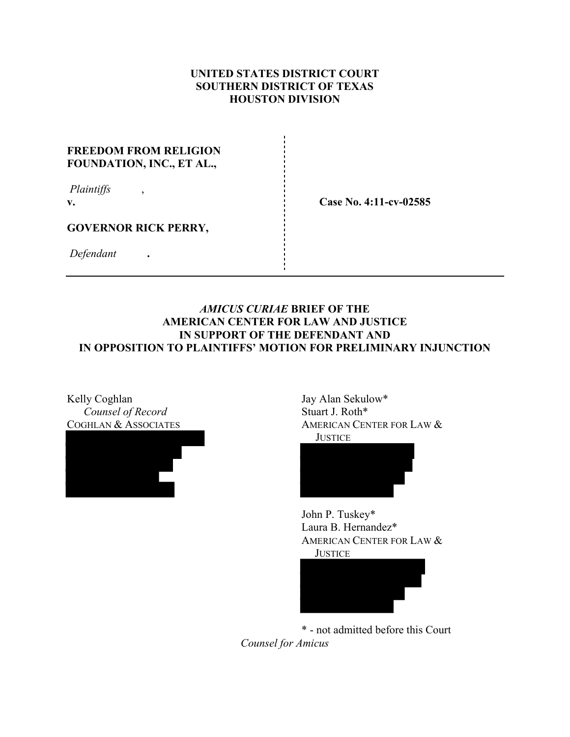**UNITED STATES DISTRICT COURT**
**SOUTHERN DISTRICT OF TEXAS**
**HOUSTON DIVISION**

**FREEDOM FROM RELIGION FOUNDATION, INC., ET AL.,**

*Plaintiffs*,

**v.**

**GOVERNOR RICK PERRY,**

*Defendant*.

**Case No. 4:11-cv-02585**

---

***AMICUS CURIAE* BRIEF OF THE AMERICAN CENTER FOR LAW AND JUSTICE IN SUPPORT OF THE DEFENDANT AND IN OPPOSITION TO PLAINTIFFS' MOTION FOR PRELIMINARY INJUNCTION**

Kelly Coghlan
*Counsel of Record*
COGHLAN & ASSOCIATES

Jay Alan Sekulow*
Stuart J. Roth*
AMERICAN CENTER FOR LAW & JUSTICE

John P. Tuskey*
Laura B. Hernandez*
AMERICAN CENTER FOR LAW & JUSTICE

\* - not admitted before this Court

*Counsel for Amicus*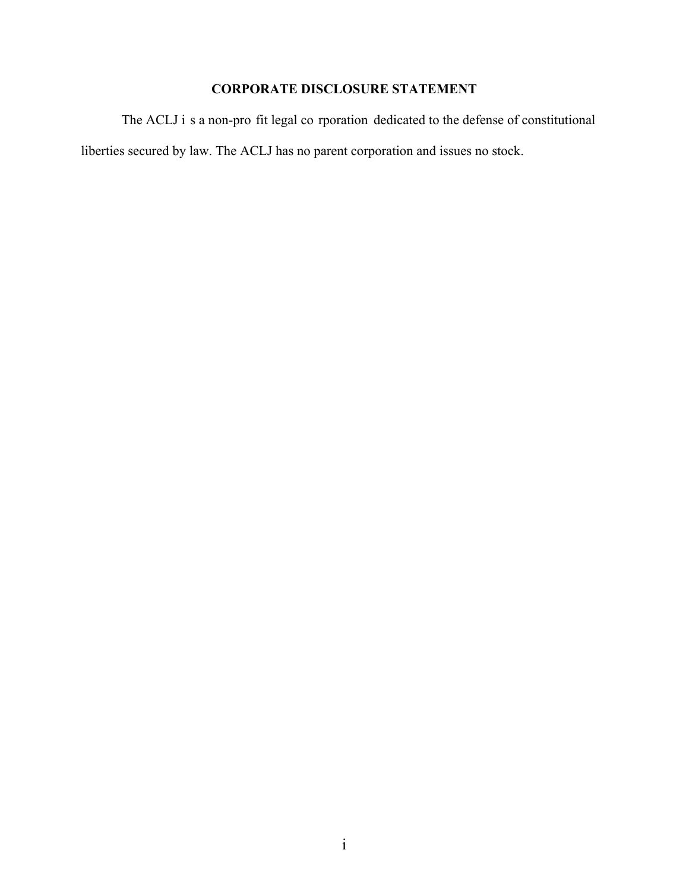## CORPORATE DISCLOSURE STATEMENT

The ACLJ is a non-profit legal corporation dedicated to the defense of constitutional liberties secured by law. The ACLJ has no parent corporation and issues no stock.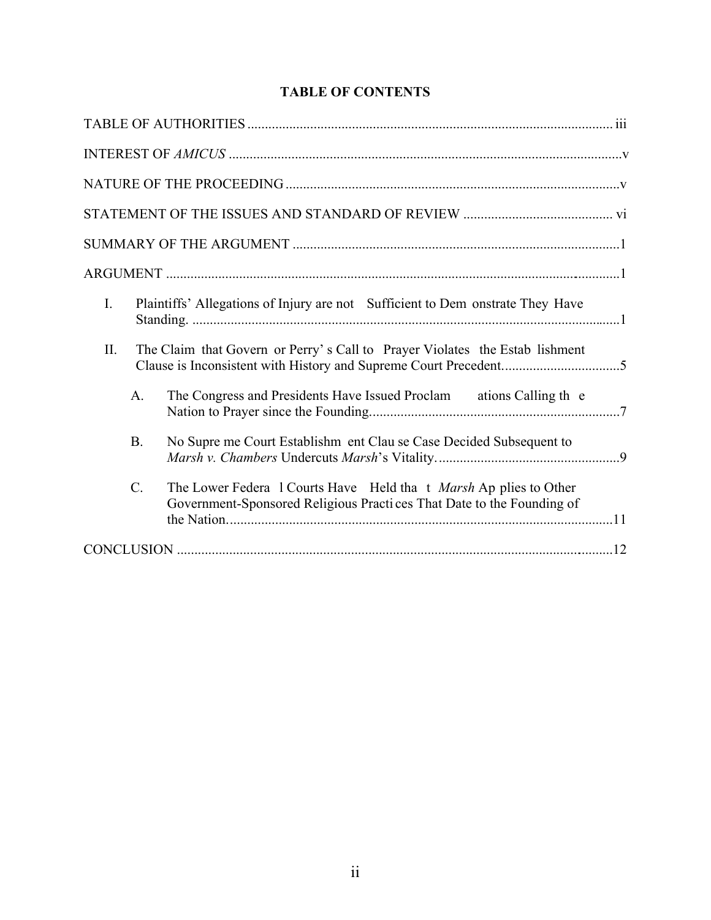## TABLE OF CONTENTS

TABLE OF AUTHORITIES ........................................................................................................ iii

INTEREST OF *AMICUS* .................................................................................................................v

NATURE OF THE PROCEEDING ................................................................................................v

STATEMENT OF THE ISSUES AND STANDARD OF REVIEW ........................................... vi

SUMMARY OF THE ARGUMENT ..............................................................................................1

ARGUMENT ...................................................................................................................................1

I. Plaintiffs' Allegations of Injury are not Sufficient to Demonstrate They Have Standing. ...........................................................................................................................1

II. The Claim that Governor Perry's Call to Prayer Violates the Establishment Clause is Inconsistent with History and Supreme Court Precedent..................................5

   A. The Congress and Presidents Have Issued Proclamations Calling the Nation to Prayer since the Founding........................................................................7

   B. No Supreme Court Establishment Clause Case Decided Subsequent to *Marsh v. Chambers* Undercuts *Marsh*'s Vitality.....................................................9

   C. The Lower Federal Courts Have Held that *Marsh* Applies to Other Government-Sponsored Religious Practices That Date to the Founding of the Nation...............................................................................................................11

CONCLUSION .............................................................................................................................12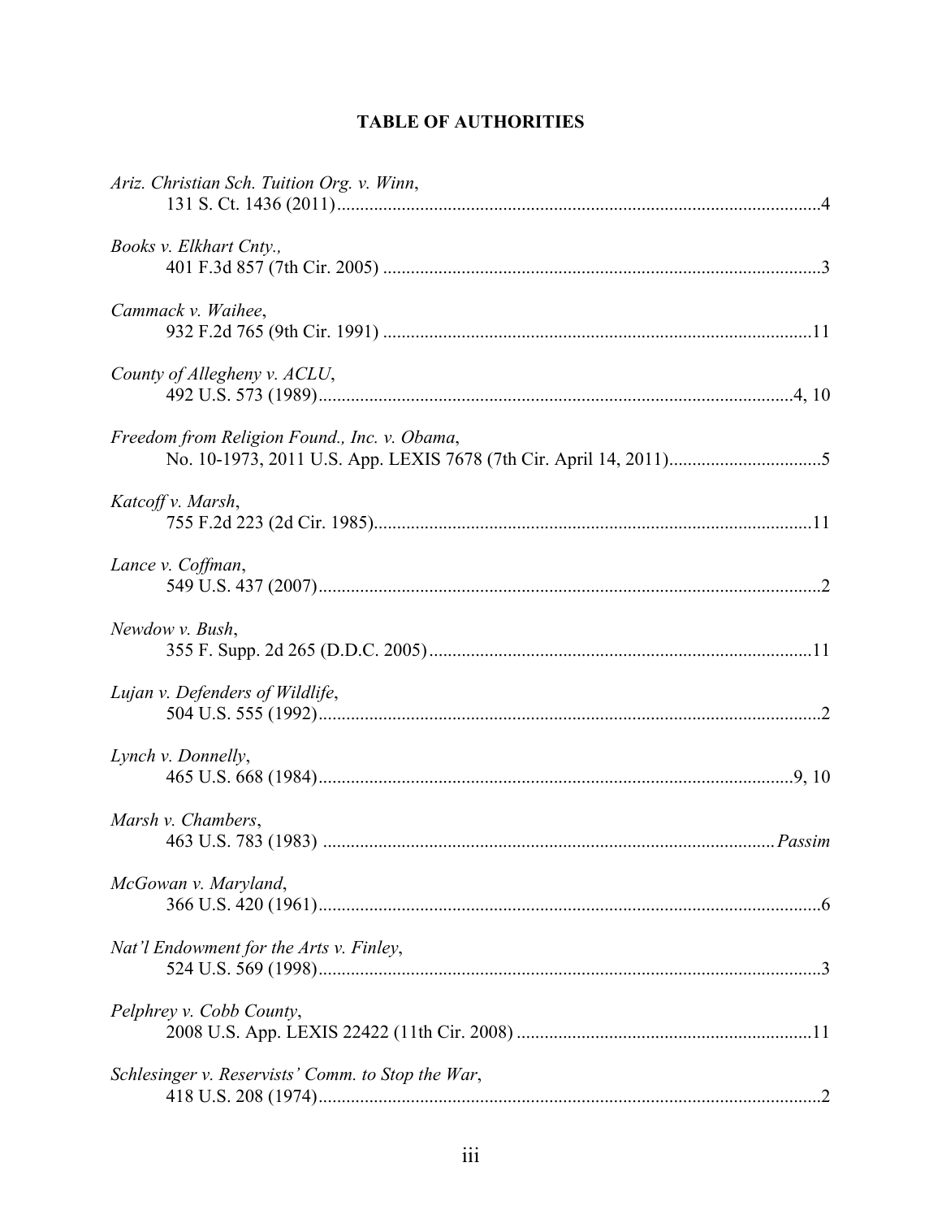# TABLE OF AUTHORITIES

*Ariz. Christian Sch. Tuition Org. v. Winn*,
131 S. Ct. 1436 (2011)........................................................................................................4

*Books v. Elkhart Cnty.*,
401 F.3d 857 (7th Cir. 2005) ...............................................................................................3

*Cammack v. Waihee*,
932 F.2d 765 (9th Cir. 1991) .............................................................................................11

*County of Allegheny v. ACLU*,
492 U.S. 573 (1989).......................................................................................................4, 10

*Freedom from Religion Found., Inc. v. Obama*,
No. 10-1973, 2011 U.S. App. LEXIS 7678 (7th Cir. April 14, 2011).................................5

*Katcoff v. Marsh*,
755 F.2d 223 (2d Cir. 1985)...............................................................................................11

*Lance v. Coffman*,
549 U.S. 437 (2007).............................................................................................................2

*Newdow v. Bush*,
355 F. Supp. 2d 265 (D.D.C. 2005)...................................................................................11

*Lujan v. Defenders of Wildlife*,
504 U.S. 555 (1992).............................................................................................................2

*Lynch v. Donnelly*,
465 U.S. 668 (1984).......................................................................................................9, 10

*Marsh v. Chambers*,
463 U.S. 783 (1983) .................................................................................................*Passim*

*McGowan v. Maryland*,
366 U.S. 420 (1961).............................................................................................................6

*Nat'l Endowment for the Arts v. Finley*,
524 U.S. 569 (1998).............................................................................................................3

*Pelphrey v. Cobb County*,
2008 U.S. App. LEXIS 22422 (11th Cir. 2008) ................................................................11

*Schlesinger v. Reservists' Comm. to Stop the War*,
418 U.S. 208 (1974).............................................................................................................2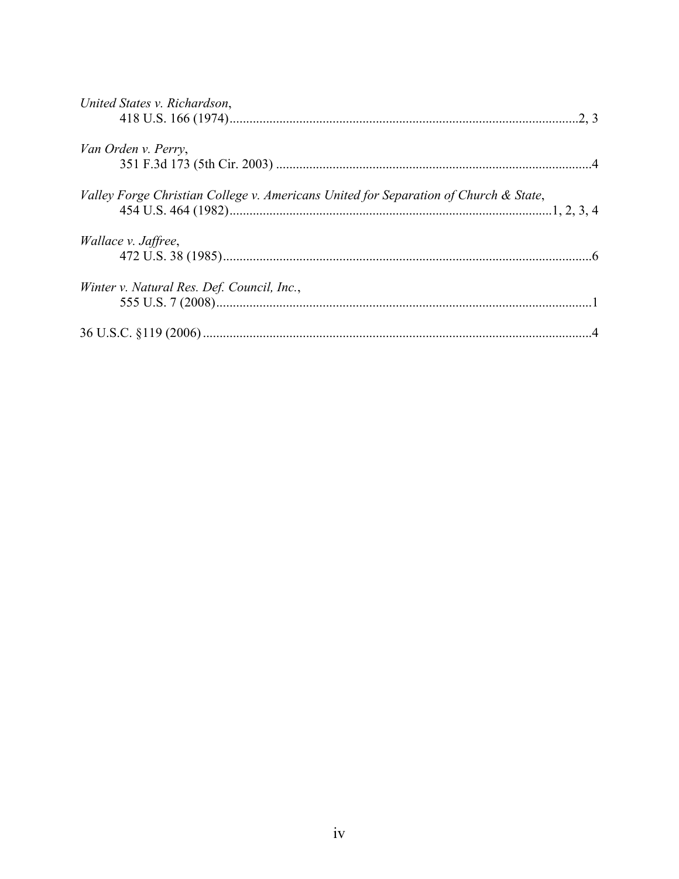*United States v. Richardson*,
418 U.S. 166 (1974) ........................................................................................................ 2, 3

*Van Orden v. Perry*,
351 F.3d 173 (5th Cir. 2003) .............................................................................................. 4

*Valley Forge Christian College v. Americans United for Separation of Church & State*,
454 U.S. 464 (1982) ................................................................................................ 1, 2, 3, 4

*Wallace v. Jaffree*,
472 U.S. 38 (1985) ............................................................................................................... 6

*Winter v. Natural Res. Def. Council, Inc.*,
555 U.S. 7 (2008) ................................................................................................................. 1

36 U.S.C. §119 (2006) ................................................................................................................ 4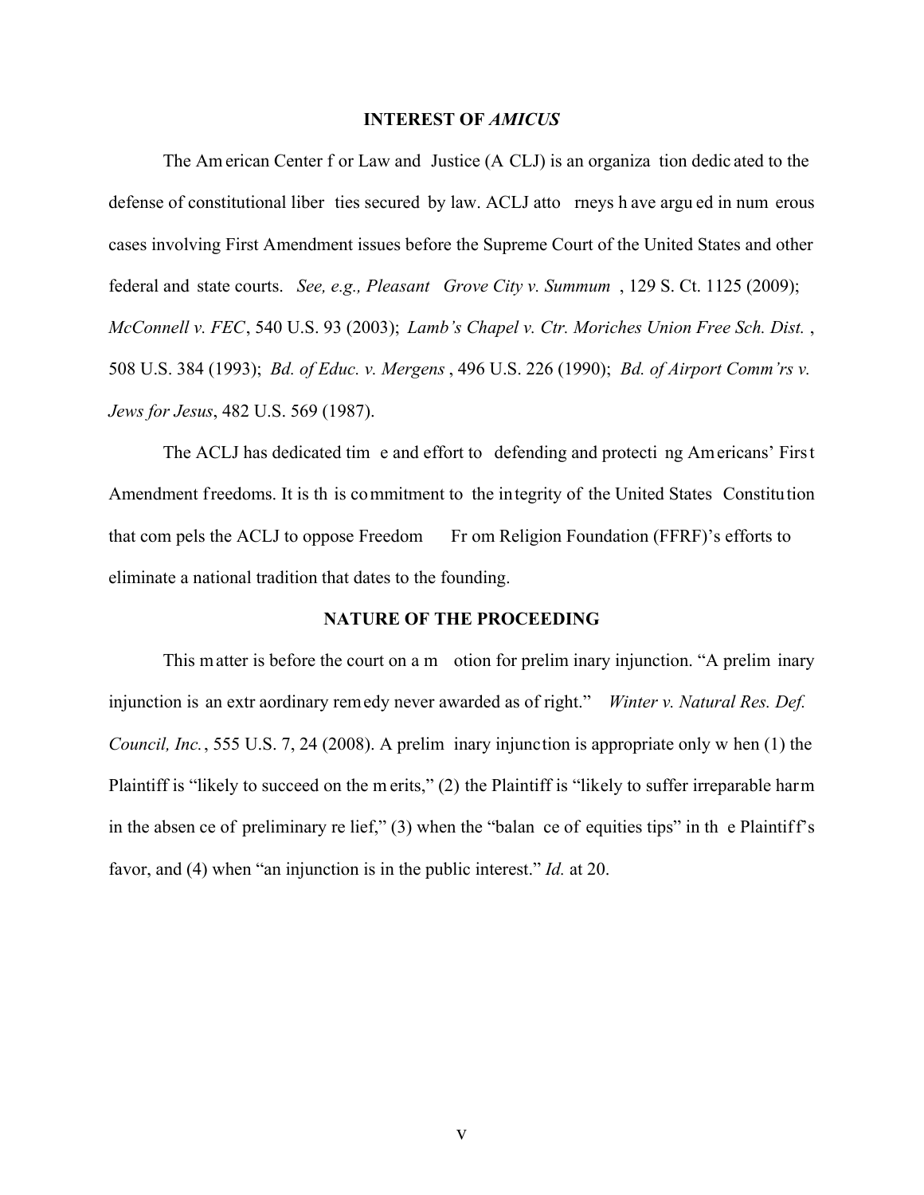## INTEREST OF *AMICUS*

The American Center for Law and Justice (ACLJ) is an organization dedicated to the defense of constitutional liberties secured by law. ACLJ attorneys have argued in numerous cases involving First Amendment issues before the Supreme Court of the United States and other federal and state courts. *See, e.g., Pleasant Grove City v. Summum*, 129 S. Ct. 1125 (2009); *McConnell v. FEC*, 540 U.S. 93 (2003); *Lamb's Chapel v. Ctr. Moriches Union Free Sch. Dist.*, 508 U.S. 384 (1993); *Bd. of Educ. v. Mergens*, 496 U.S. 226 (1990); *Bd. of Airport Comm'rs v. Jews for Jesus*, 482 U.S. 569 (1987).

The ACLJ has dedicated time and effort to defending and protecting Americans' First Amendment freedoms. It is this commitment to the integrity of the United States Constitution that compels the ACLJ to oppose Freedom From Religion Foundation (FFRF)'s efforts to eliminate a national tradition that dates to the founding.

## NATURE OF THE PROCEEDING

This matter is before the court on a motion for preliminary injunction. "A preliminary injunction is an extraordinary remedy never awarded as of right." *Winter v. Natural Res. Def. Council, Inc.*, 555 U.S. 7, 24 (2008). A preliminary injunction is appropriate only when (1) the Plaintiff is "likely to succeed on the merits," (2) the Plaintiff is "likely to suffer irreparable harm in the absence of preliminary relief," (3) when the "balance of equities tips" in the Plaintiff's favor, and (4) when "an injunction is in the public interest." *Id.* at 20.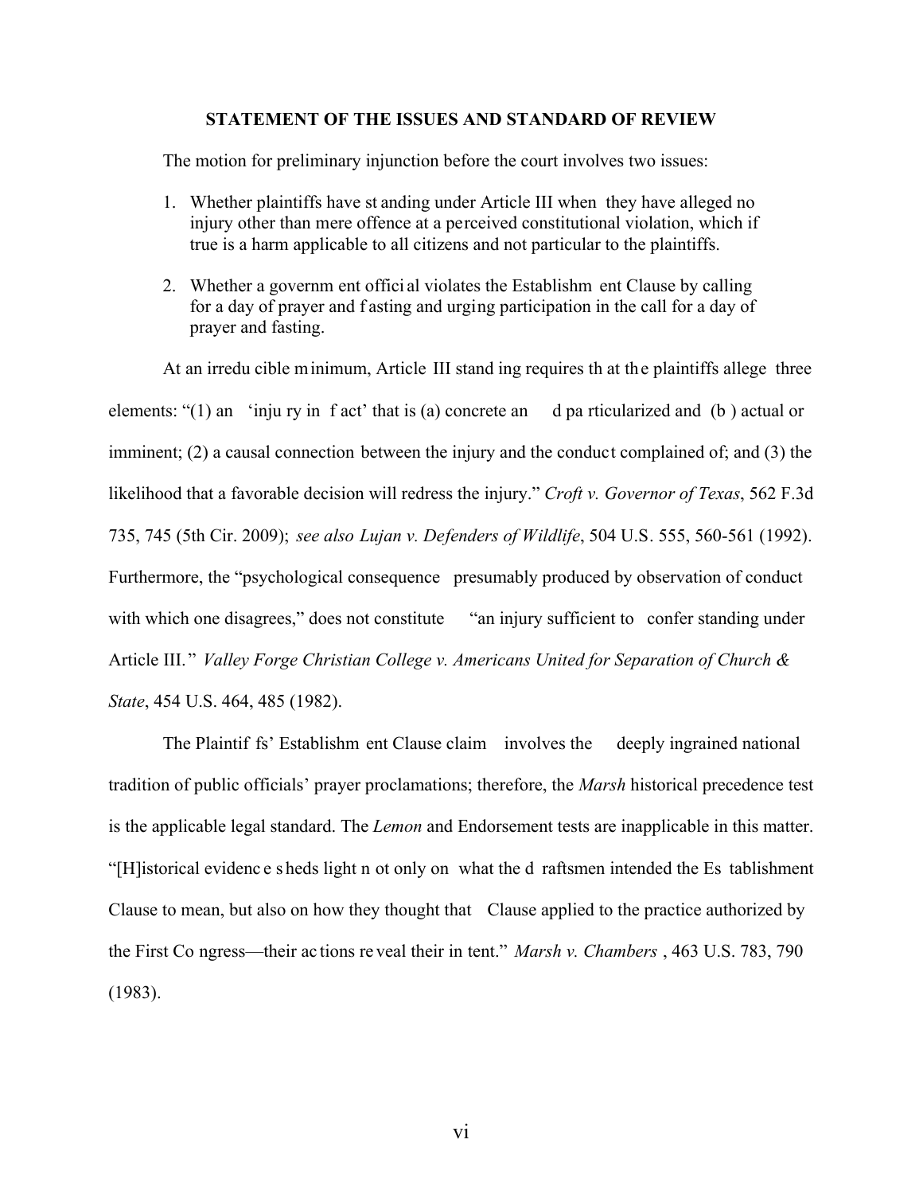**STATEMENT OF THE ISSUES AND STANDARD OF REVIEW**

The motion for preliminary injunction before the court involves two issues:

1. Whether plaintiffs have standing under Article III when they have alleged no injury other than mere offence at a perceived constitutional violation, which if true is a harm applicable to all citizens and not particular to the plaintiffs.

2. Whether a government official violates the Establishment Clause by calling for a day of prayer and fasting and urging participation in the call for a day of prayer and fasting.

At an irreducible minimum, Article III standing requires that the plaintiffs allege three elements: "(1) an 'injury in fact' that is (a) concrete and particularized and (b) actual or imminent; (2) a causal connection between the injury and the conduct complained of; and (3) the likelihood that a favorable decision will redress the injury." *Croft v. Governor of Texas*, 562 F.3d 735, 745 (5th Cir. 2009); *see also Lujan v. Defenders of Wildlife*, 504 U.S. 555, 560-561 (1992). Furthermore, the "psychological consequence presumably produced by observation of conduct with which one disagrees," does not constitute "an injury sufficient to confer standing under Article III." *Valley Forge Christian College v. Americans United for Separation of Church & State*, 454 U.S. 464, 485 (1982).

The Plaintiffs' Establishment Clause claim involves the deeply ingrained national tradition of public officials' prayer proclamations; therefore, the *Marsh* historical precedence test is the applicable legal standard. The *Lemon* and Endorsement tests are inapplicable in this matter. "[H]istorical evidence sheds light not only on what the draftsmen intended the Establishment Clause to mean, but also on how they thought that Clause applied to the practice authorized by the First Congress—their actions reveal their intent." *Marsh v. Chambers*, 463 U.S. 783, 790 (1983).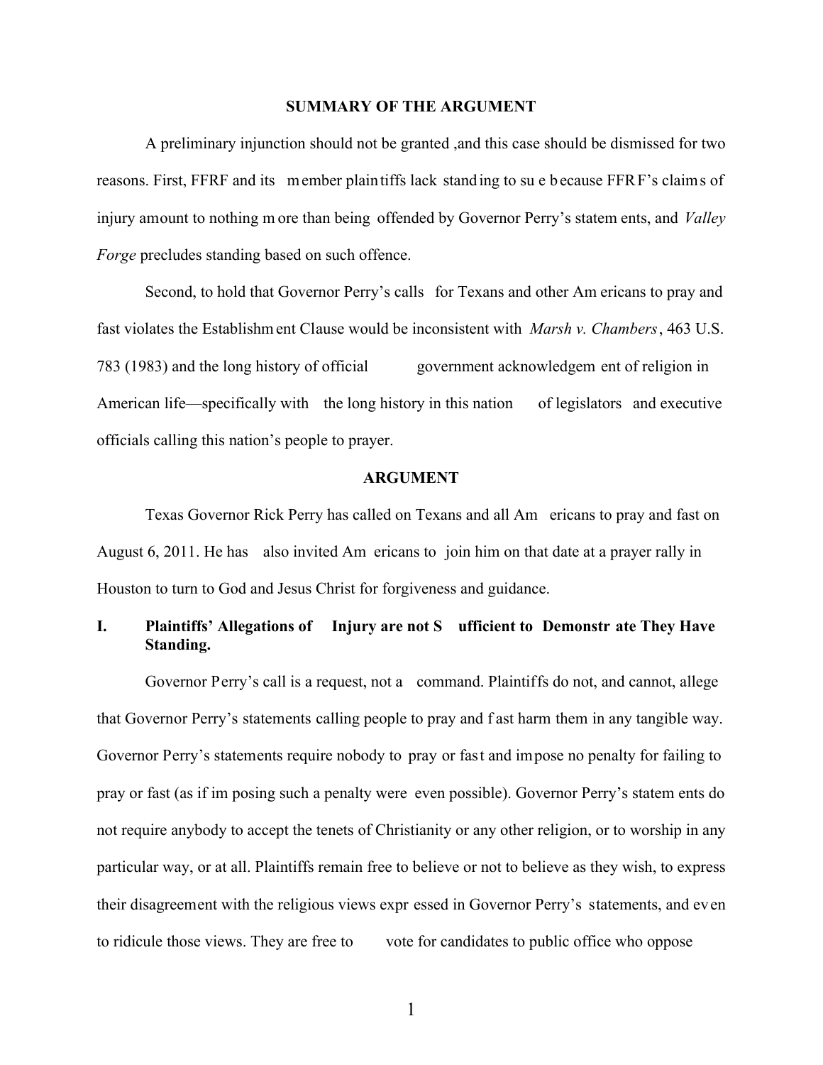## SUMMARY OF THE ARGUMENT

A preliminary injunction should not be granted ,and this case should be dismissed for two reasons. First, FFRF and its member plaintiffs lack standing to sue because FFRF's claims of injury amount to nothing more than being offended by Governor Perry's statements, and *Valley Forge* precludes standing based on such offence.

Second, to hold that Governor Perry's calls for Texans and other Americans to pray and fast violates the Establishment Clause would be inconsistent with *Marsh v. Chambers*, 463 U.S. 783 (1983) and the long history of official government acknowledgement of religion in American life—specifically with the long history in this nation of legislators and executive officials calling this nation's people to prayer.

## ARGUMENT

Texas Governor Rick Perry has called on Texans and all Americans to pray and fast on August 6, 2011. He has also invited Americans to join him on that date at a prayer rally in Houston to turn to God and Jesus Christ for forgiveness and guidance.

### I. Plaintiffs' Allegations of Injury are not Sufficient to Demonstrate They Have Standing.

Governor Perry's call is a request, not a command. Plaintiffs do not, and cannot, allege that Governor Perry's statements calling people to pray and fast harm them in any tangible way. Governor Perry's statements require nobody to pray or fast and impose no penalty for failing to pray or fast (as if imposing such a penalty were even possible). Governor Perry's statements do not require anybody to accept the tenets of Christianity or any other religion, or to worship in any particular way, or at all. Plaintiffs remain free to believe or not to believe as they wish, to express their disagreement with the religious views expressed in Governor Perry's statements, and even to ridicule those views. They are free to vote for candidates to public office who oppose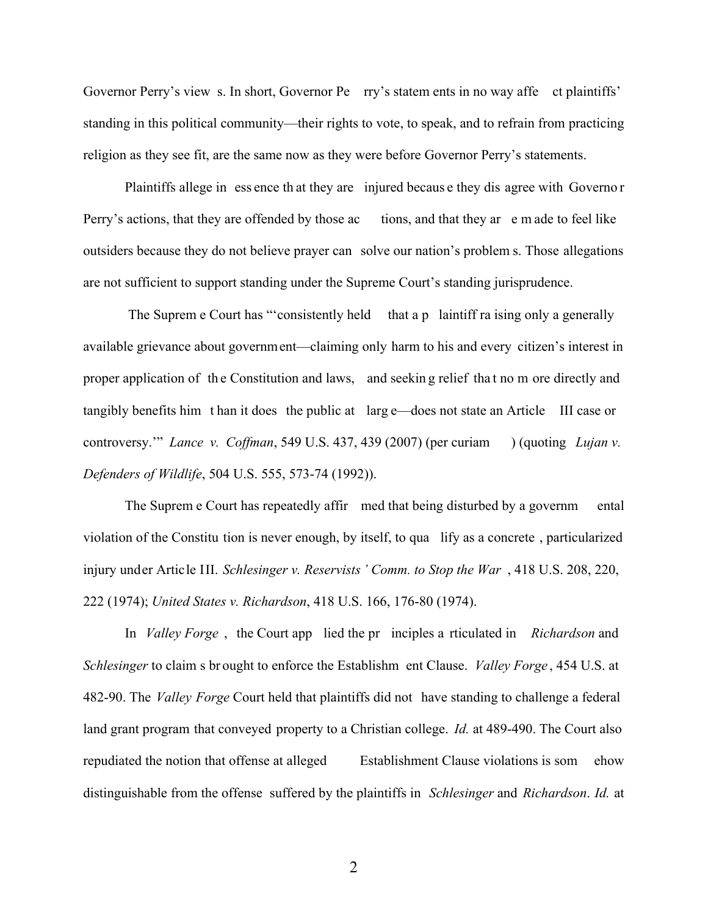Governor Perry's views. In short, Governor Perry's statements in no way affect plaintiffs' standing in this political community—their rights to vote, to speak, and to refrain from practicing religion as they see fit, are the same now as they were before Governor Perry's statements.

Plaintiffs allege in essence that they are injured because they disagree with Governor Perry's actions, that they are offended by those actions, and that they are made to feel like outsiders because they do not believe prayer can solve our nation's problems. Those allegations are not sufficient to support standing under the Supreme Court's standing jurisprudence.

The Supreme Court has "'consistently held that a plaintiff raising only a generally available grievance about government—claiming only harm to his and every citizen's interest in proper application of the Constitution and laws, and seeking relief that no more directly and tangibly benefits him than it does the public at large—does not state an Article III case or controversy.'" *Lance v. Coffman*, 549 U.S. 437, 439 (2007) (per curiam) (quoting *Lujan v. Defenders of Wildlife*, 504 U.S. 555, 573-74 (1992)).

The Supreme Court has repeatedly affirmed that being disturbed by a governmental violation of the Constitution is never enough, by itself, to qualify as a concrete, particularized injury under Article III. *Schlesinger v. Reservists' Comm. to Stop the War*, 418 U.S. 208, 220, 222 (1974); *United States v. Richardson*, 418 U.S. 166, 176-80 (1974).

In *Valley Forge*, the Court applied the principles articulated in *Richardson* and *Schlesinger* to claims brought to enforce the Establishment Clause. *Valley Forge*, 454 U.S. at 482-90. The *Valley Forge* Court held that plaintiffs did not have standing to challenge a federal land grant program that conveyed property to a Christian college. *Id.* at 489-490. The Court also repudiated the notion that offense at alleged Establishment Clause violations is somehow distinguishable from the offense suffered by the plaintiffs in *Schlesinger* and *Richardson*. *Id.* at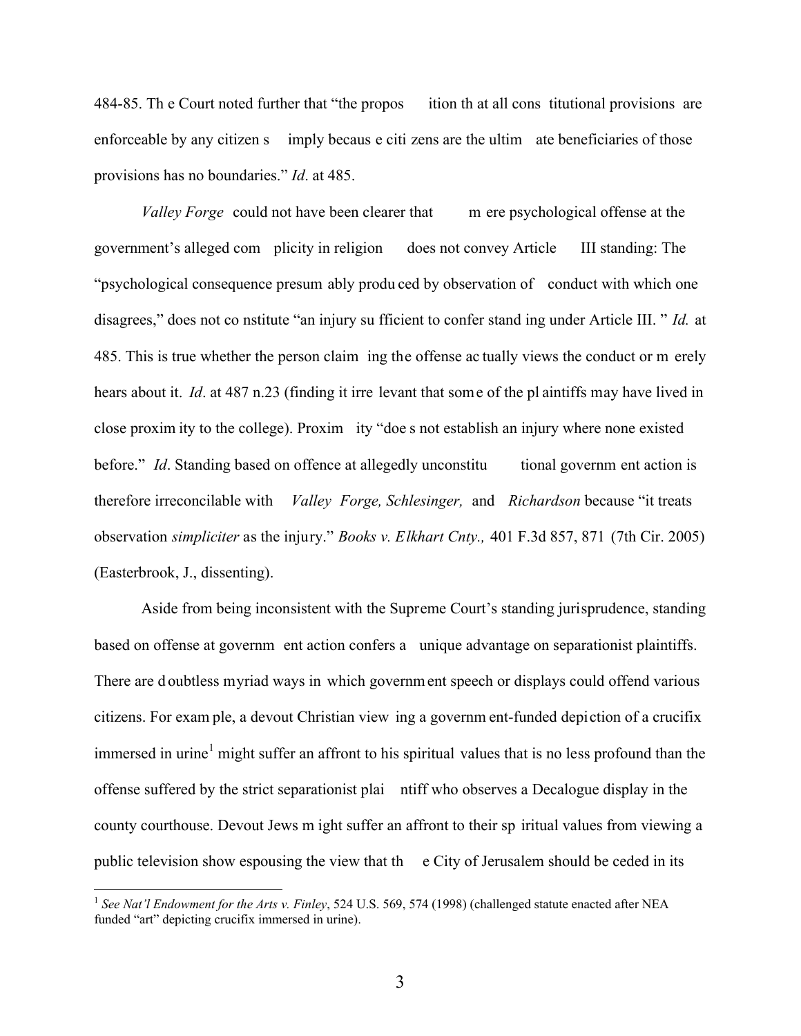484-85. The Court noted further that "the proposition that all constitutional provisions are enforceable by any citizen simply because citizens are the ultimate beneficiaries of those provisions has no boundaries." *Id*. at 485.

*Valley Forge* could not have been clearer that mere psychological offense at the government's alleged complicity in religion does not convey Article III standing: The "psychological consequence presumably produced by observation of conduct with which one disagrees," does not constitute "an injury sufficient to confer standing under Article III." *Id.* at 485. This is true whether the person claiming the offense actually views the conduct or merely hears about it. *Id*. at 487 n.23 (finding it irrelevant that some of the plaintiffs may have lived in close proximity to the college). Proximity "does not establish an injury where none existed before." *Id*. Standing based on offence at allegedly unconstitutional government action is therefore irreconcilable with *Valley Forge, Schlesinger,* and *Richardson* because "it treats observation *simpliciter* as the injury." *Books v. Elkhart Cnty.,* 401 F.3d 857, 871 (7th Cir. 2005) (Easterbrook, J., dissenting).

Aside from being inconsistent with the Supreme Court's standing jurisprudence, standing based on offense at government action confers a unique advantage on separationist plaintiffs. There are doubtless myriad ways in which government speech or displays could offend various citizens. For example, a devout Christian viewing a government-funded depiction of a crucifix immersed in urine[1] might suffer an affront to his spiritual values that is no less profound than the offense suffered by the strict separationist plaintiff who observes a Decalogue display in the county courthouse. Devout Jews might suffer an affront to their spiritual values from viewing a public television show espousing the view that the City of Jerusalem should be ceded in its

[1] *See Nat'l Endowment for the Arts v. Finley*, 524 U.S. 569, 574 (1998) (challenged statute enacted after NEA funded "art" depicting crucifix immersed in urine).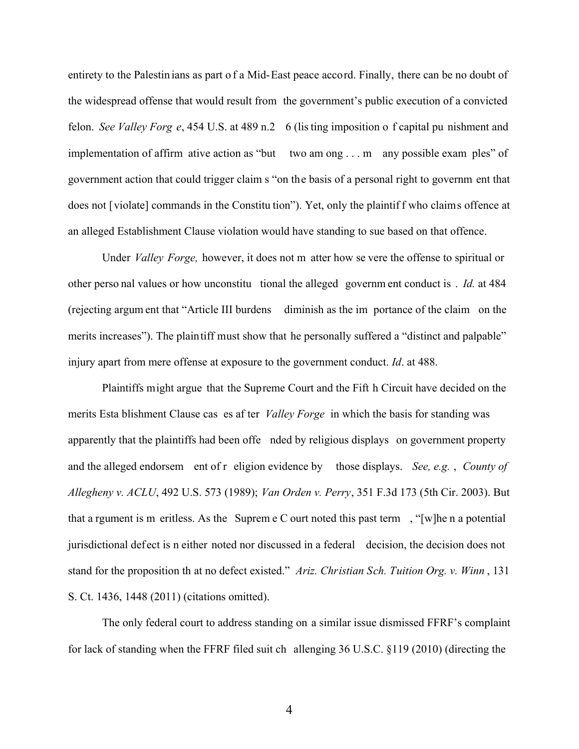entirety to the Palestinians as part of a Mid-East peace accord. Finally, there can be no doubt of the widespread offense that would result from the government's public execution of a convicted felon. *See Valley Forge*, 454 U.S. at 489 n.26 (listing imposition of capital punishment and implementation of affirmative action as "but two among . . . many possible examples" of government action that could trigger claims "on the basis of a personal right to government that does not [violate] commands in the Constitution"). Yet, only the plaintiff who claims offence at an alleged Establishment Clause violation would have standing to sue based on that offence.

Under *Valley Forge,* however, it does not matter how severe the offense to spiritual or other personal values or how unconstitutional the alleged government conduct is. *Id.* at 484 (rejecting argument that "Article III burdens diminish as the importance of the claim on the merits increases"). The plaintiff must show that he personally suffered a "distinct and palpable" injury apart from mere offense at exposure to the government conduct. *Id*. at 488.

Plaintiffs might argue that the Supreme Court and the Fifth Circuit have decided on the merits Establishment Clause cases after *Valley Forge* in which the basis for standing was apparently that the plaintiffs had been offended by religious displays on government property and the alleged endorsement of religion evidence by those displays. *See, e.g.*, *County of Allegheny v. ACLU*, 492 U.S. 573 (1989); *Van Orden v. Perry*, 351 F.3d 173 (5th Cir. 2003). But that argument is meritless. As the Supreme Court noted this past term, "[w]hen a potential jurisdictional defect is neither noted nor discussed in a federal decision, the decision does not stand for the proposition that no defect existed." *Ariz. Christian Sch. Tuition Org. v. Winn*, 131 S. Ct. 1436, 1448 (2011) (citations omitted).

The only federal court to address standing on a similar issue dismissed FFRF's complaint for lack of standing when the FFRF filed suit challenging 36 U.S.C. §119 (2010) (directing the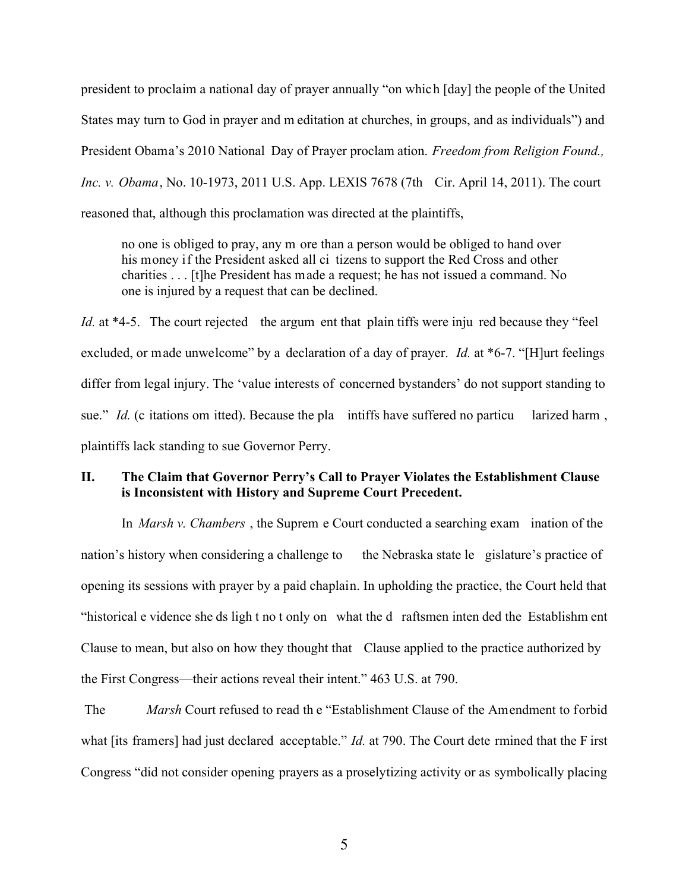president to proclaim a national day of prayer annually "on which [day] the people of the United States may turn to God in prayer and meditation at churches, in groups, and as individuals") and President Obama's 2010 National Day of Prayer proclamation. *Freedom from Religion Found., Inc. v. Obama*, No. 10-1973, 2011 U.S. App. LEXIS 7678 (7th Cir. April 14, 2011). The court reasoned that, although this proclamation was directed at the plaintiffs,

> no one is obliged to pray, any more than a person would be obliged to hand over his money if the President asked all citizens to support the Red Cross and other charities . . . [t]he President has made a request; he has not issued a command. No one is injured by a request that can be declined.

*Id.* at *4-5. The court rejected the argument that plaintiffs were injured because they "feel excluded, or made unwelcome" by a declaration of a day of prayer. *Id.* at *6-7. "[H]urt feelings differ from legal injury. The 'value interests of concerned bystanders' do not support standing to sue." *Id.* (citations omitted). Because the plaintiffs have suffered no particularized harm, plaintiffs lack standing to sue Governor Perry.

## II. The Claim that Governor Perry's Call to Prayer Violates the Establishment Clause is Inconsistent with History and Supreme Court Precedent.

In *Marsh v. Chambers*, the Supreme Court conducted a searching examination of the nation's history when considering a challenge to the Nebraska state legislature's practice of opening its sessions with prayer by a paid chaplain. In upholding the practice, the Court held that "historical evidence sheds light not only on what the draftsmen intended the Establishment Clause to mean, but also on how they thought that Clause applied to the practice authorized by the First Congress—their actions reveal their intent." 463 U.S. at 790.

The *Marsh* Court refused to read the "Establishment Clause of the Amendment to forbid what [its framers] had just declared acceptable." *Id.* at 790. The Court determined that the First Congress "did not consider opening prayers as a proselytizing activity or as symbolically placing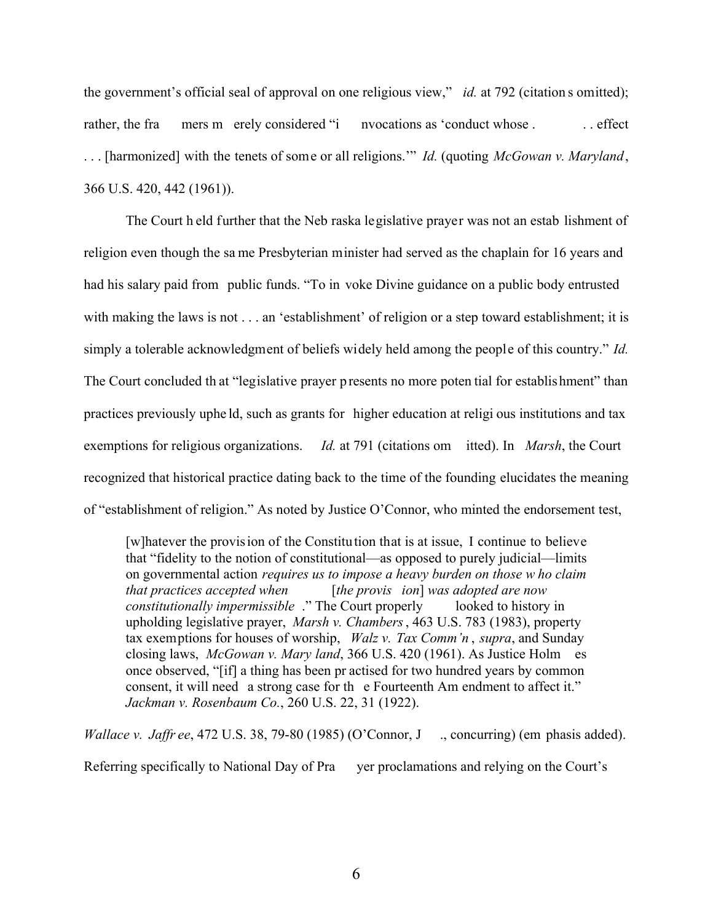the government's official seal of approval on one religious view," *id.* at 792 (citations omitted); rather, the framers merely considered "invocations as 'conduct whose . . . effect . . . [harmonized] with the tenets of some or all religions.'" *Id.* (quoting *McGowan v. Maryland*, 366 U.S. 420, 442 (1961)).

The Court held further that the Nebraska legislative prayer was not an establishment of religion even though the same Presbyterian minister had served as the chaplain for 16 years and had his salary paid from public funds. "To invoke Divine guidance on a public body entrusted with making the laws is not . . . an 'establishment' of religion or a step toward establishment; it is simply a tolerable acknowledgment of beliefs widely held among the people of this country." *Id.* The Court concluded that "legislative prayer presents no more potential for establishment" than practices previously upheld, such as grants for higher education at religious institutions and tax exemptions for religious organizations. *Id.* at 791 (citations omitted). In *Marsh*, the Court recognized that historical practice dating back to the time of the founding elucidates the meaning of "establishment of religion." As noted by Justice O'Connor, who minted the endorsement test,

> [w]hatever the provision of the Constitution that is at issue, I continue to believe that "fidelity to the notion of constitutional—as opposed to purely judicial—limits on governmental action *requires us to impose a heavy burden on those who claim that practices accepted when* [*the provision*] *was adopted are now constitutionally impermissible*." The Court properly looked to history in upholding legislative prayer, *Marsh v. Chambers*, 463 U.S. 783 (1983), property tax exemptions for houses of worship, *Walz v. Tax Comm'n*, *supra*, and Sunday closing laws, *McGowan v. Maryland*, 366 U.S. 420 (1961). As Justice Holmes once observed, "[if] a thing has been practised for two hundred years by common consent, it will need a strong case for the Fourteenth Amendment to affect it." *Jackman v. Rosenbaum Co.*, 260 U.S. 22, 31 (1922).

*Wallace v. Jaffree*, 472 U.S. 38, 79-80 (1985) (O'Connor, J., concurring) (emphasis added). Referring specifically to National Day of Prayer proclamations and relying on the Court's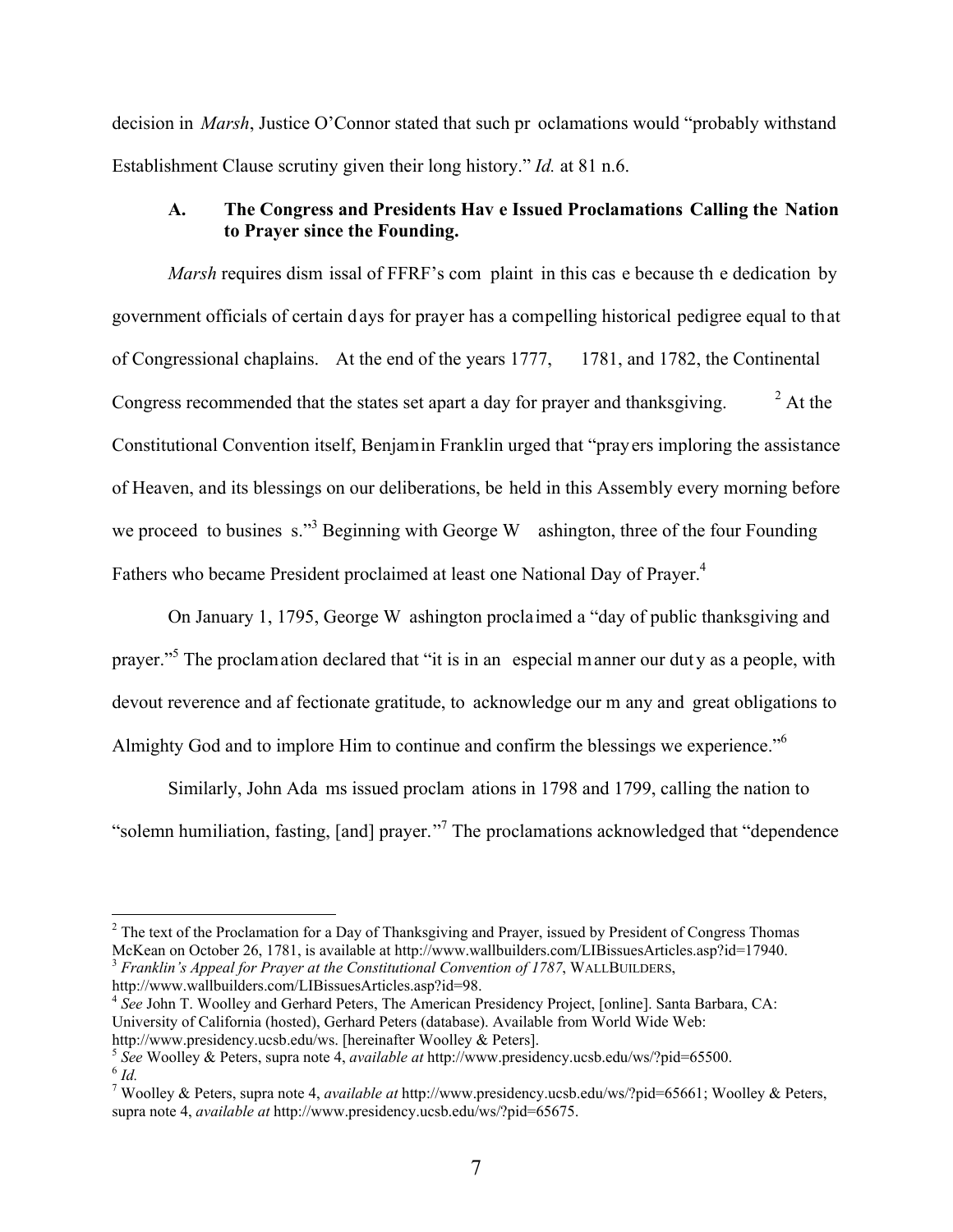decision in *Marsh*, Justice O'Connor stated that such proclamations would "probably withstand Establishment Clause scrutiny given their long history." *Id.* at 81 n.6.

### A. The Congress and Presidents Have Issued Proclamations Calling the Nation to Prayer since the Founding.

*Marsh* requires dismissal of FFRF's complaint in this case because the dedication by government officials of certain days for prayer has a compelling historical pedigree equal to that of Congressional chaplains. At the end of the years 1777, 1781, and 1782, the Continental Congress recommended that the states set apart a day for prayer and thanksgiving.[2] At the Constitutional Convention itself, Benjamin Franklin urged that "prayers imploring the assistance of Heaven, and its blessings on our deliberations, be held in this Assembly every morning before we proceed to business."[3] Beginning with George Washington, three of the four Founding Fathers who became President proclaimed at least one National Day of Prayer.[4]

On January 1, 1795, George Washington proclaimed a "day of public thanksgiving and prayer."[5] The proclamation declared that "it is in an especial manner our duty as a people, with devout reverence and affectionate gratitude, to acknowledge our many and great obligations to Almighty God and to implore Him to continue and confirm the blessings we experience."[6]

Similarly, John Adams issued proclamations in 1798 and 1799, calling the nation to "solemn humiliation, fasting, [and] prayer."[7] The proclamations acknowledged that "dependence

---

[2] The text of the Proclamation for a Day of Thanksgiving and Prayer, issued by President of Congress Thomas McKean on October 26, 1781, is available at http://www.wallbuilders.com/LIBissuesArticles.asp?id=17940.

[3] *Franklin's Appeal for Prayer at the Constitutional Convention of 1787*, WALLBUILDERS, http://www.wallbuilders.com/LIBissuesArticles.asp?id=98.

[4] *See* John T. Woolley and Gerhard Peters, The American Presidency Project, [online]. Santa Barbara, CA: University of California (hosted), Gerhard Peters (database). Available from World Wide Web: http://www.presidency.ucsb.edu/ws. [hereinafter Woolley & Peters].

[5] *See* Woolley & Peters, supra note 4, *available at* http://www.presidency.ucsb.edu/ws/?pid=65500.

[6] *Id.*

[7] Woolley & Peters, supra note 4, *available at* http://www.presidency.ucsb.edu/ws/?pid=65661; Woolley & Peters, supra note 4, *available at* http://www.presidency.ucsb.edu/ws/?pid=65675.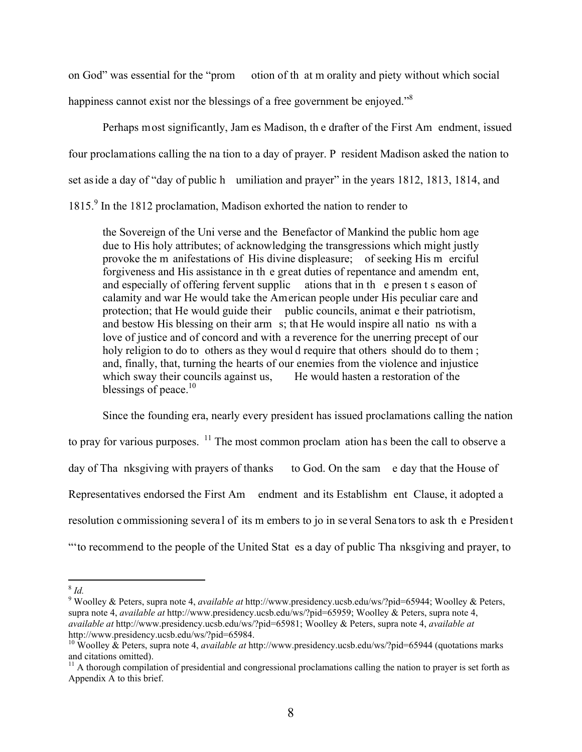on God" was essential for the "promotion of that morality and piety without which social happiness cannot exist nor the blessings of a free government be enjoyed."[8]

Perhaps most significantly, James Madison, the drafter of the First Amendment, issued four proclamations calling the nation to a day of prayer. President Madison asked the nation to set aside a day of "day of public humiliation and prayer" in the years 1812, 1813, 1814, and 1815.[9] In the 1812 proclamation, Madison exhorted the nation to render to

> the Sovereign of the Universe and the Benefactor of Mankind the public homage due to His holy attributes; of acknowledging the transgressions which might justly provoke the manifestations of His divine displeasure; of seeking His merciful forgiveness and His assistance in the great duties of repentance and amendment, and especially of offering fervent supplications that in the present season of calamity and war He would take the American people under His peculiar care and protection; that He would guide their public councils, animate their patriotism, and bestow His blessing on their arms; that He would inspire all nations with a love of justice and of concord and with a reverence for the unerring precept of our holy religion to do to others as they would require that others should do to them; and, finally, that, turning the hearts of our enemies from the violence and injustice which sway their councils against us, He would hasten a restoration of the blessings of peace.[10]

Since the founding era, nearly every president has issued proclamations calling the nation to pray for various purposes.[11] The most common proclamation has been the call to observe a day of Thanksgiving with prayers of thanks to God. On the same day that the House of Representatives endorsed the First Amendment and its Establishment Clause, it adopted a resolution commissioning several of its members to join several Senators to ask the President "'to recommend to the people of the United States a day of public Thanksgiving and prayer, to

---

[8] *Id.*

[9] Woolley & Peters, supra note 4, *available at* http://www.presidency.ucsb.edu/ws/?pid=65944; Woolley & Peters, supra note 4, *available at* http://www.presidency.ucsb.edu/ws/?pid=65959; Woolley & Peters, supra note 4, *available at* http://www.presidency.ucsb.edu/ws/?pid=65981; Woolley & Peters, supra note 4, *available at* http://www.presidency.ucsb.edu/ws/?pid=65984.

[10] Woolley & Peters, supra note 4, *available at* http://www.presidency.ucsb.edu/ws/?pid=65944 (quotations marks and citations omitted).

[11] A thorough compilation of presidential and congressional proclamations calling the nation to prayer is set forth as Appendix A to this brief.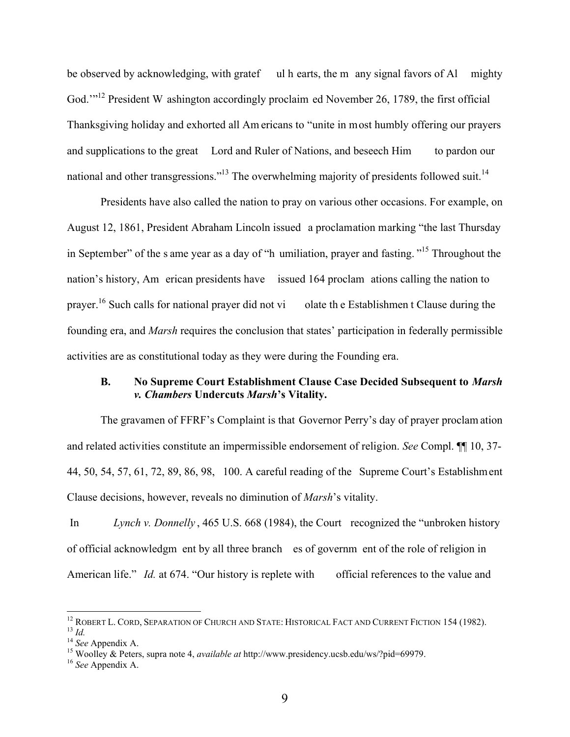be observed by acknowledging, with grateful hearts, the many signal favors of Almighty God.'"[12] President Washington accordingly proclaimed November 26, 1789, the first official Thanksgiving holiday and exhorted all Americans to "unite in most humbly offering our prayers and supplications to the great Lord and Ruler of Nations, and beseech Him to pardon our national and other transgressions."[13] The overwhelming majority of presidents followed suit.[14]

Presidents have also called the nation to pray on various other occasions. For example, on August 12, 1861, President Abraham Lincoln issued a proclamation marking "the last Thursday in September" of the same year as a day of "humiliation, prayer and fasting."[15] Throughout the nation's history, American presidents have issued 164 proclamations calling the nation to prayer.[16] Such calls for national prayer did not violate the Establishment Clause during the founding era, and *Marsh* requires the conclusion that states' participation in federally permissible activities are as constitutional today as they were during the Founding era.

### B. No Supreme Court Establishment Clause Case Decided Subsequent to *Marsh v. Chambers* Undercuts *Marsh*'s Vitality.

The gravamen of FFRF's Complaint is that Governor Perry's day of prayer proclamation and related activities constitute an impermissible endorsement of religion. *See* Compl. ¶¶ 10, 37-44, 50, 54, 57, 61, 72, 89, 86, 98, 100. A careful reading of the Supreme Court's Establishment Clause decisions, however, reveals no diminution of *Marsh*'s vitality.

In *Lynch v. Donnelly*, 465 U.S. 668 (1984), the Court recognized the "unbroken history of official acknowledgment by all three branches of government of the role of religion in American life." *Id.* at 674. "Our history is replete with official references to the value and

---

[12] Robert L. Cord, Separation of Church and State: Historical Fact and Current Fiction 154 (1982).
[13] *Id.*
[14] *See* Appendix A.
[15] Woolley & Peters, supra note 4, *available at* http://www.presidency.ucsb.edu/ws/?pid=69979.
[16] *See* Appendix A.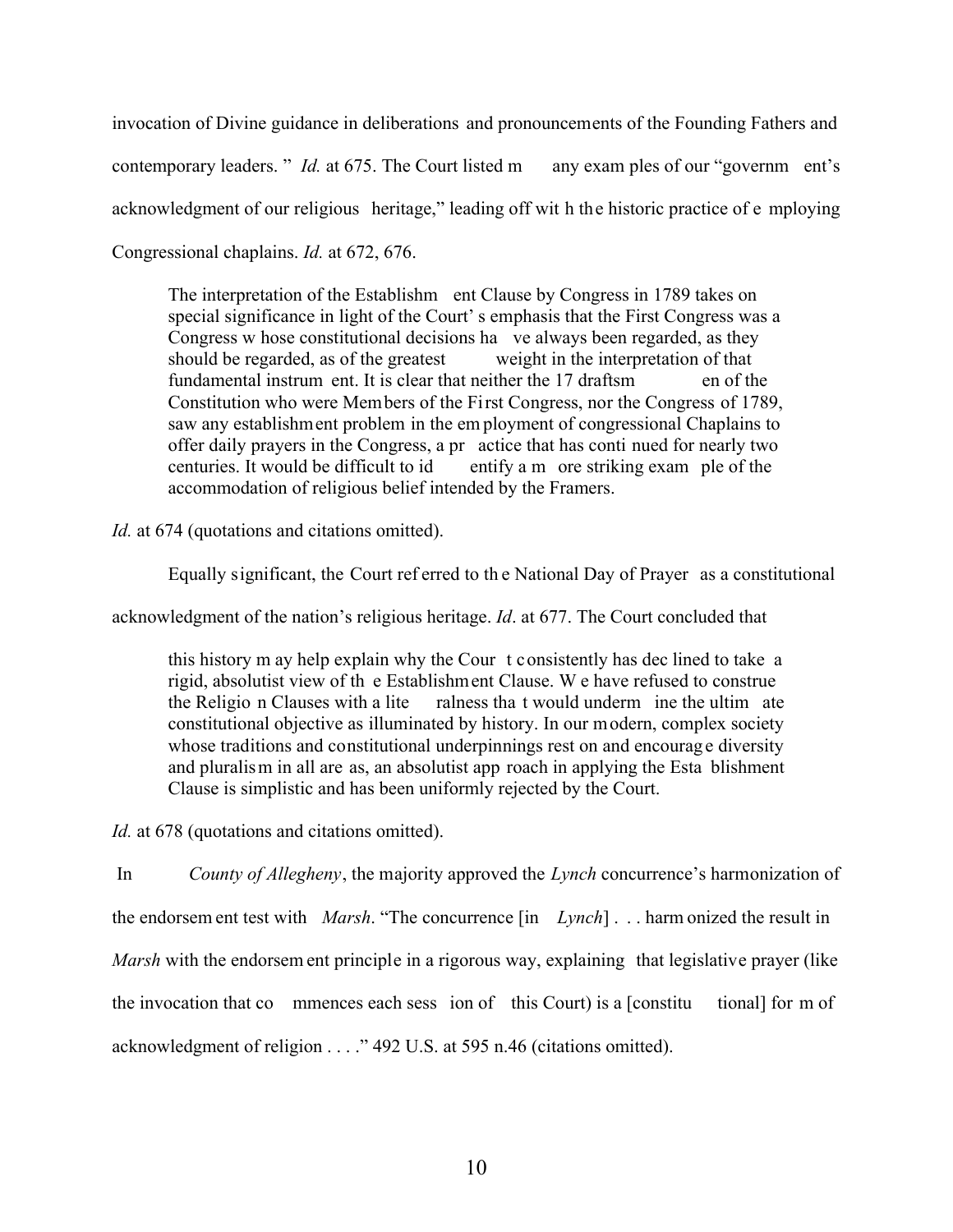invocation of Divine guidance in deliberations and pronouncements of the Founding Fathers and contemporary leaders." *Id.* at 675. The Court listed many examples of our "government's acknowledgment of our religious heritage," leading off with the historic practice of employing Congressional chaplains. *Id.* at 672, 676.

> The interpretation of the Establishment Clause by Congress in 1789 takes on special significance in light of the Court's emphasis that the First Congress was a Congress whose constitutional decisions have always been regarded, as they should be regarded, as of the greatest weight in the interpretation of that fundamental instrument. It is clear that neither the 17 draftsmen of the Constitution who were Members of the First Congress, nor the Congress of 1789, saw any establishment problem in the employment of congressional Chaplains to offer daily prayers in the Congress, a practice that has continued for nearly two centuries. It would be difficult to identify a more striking example of the accommodation of religious belief intended by the Framers.

*Id.* at 674 (quotations and citations omitted).

Equally significant, the Court referred to the National Day of Prayer as a constitutional acknowledgment of the nation's religious heritage. *Id*. at 677. The Court concluded that

> this history may help explain why the Court consistently has declined to take a rigid, absolutist view of the Establishment Clause. We have refused to construe the Religion Clauses with a literalness that would undermine the ultimate constitutional objective as illuminated by history. In our modern, complex society whose traditions and constitutional underpinnings rest on and encourage diversity and pluralism in all areas, an absolutist approach in applying the Establishment Clause is simplistic and has been uniformly rejected by the Court.

*Id.* at 678 (quotations and citations omitted).

In *County of Allegheny*, the majority approved the *Lynch* concurrence's harmonization of the endorsement test with *Marsh*. "The concurrence [in *Lynch*] . . . harmonized the result in *Marsh* with the endorsement principle in a rigorous way, explaining that legislative prayer (like the invocation that commences each session of this Court) is a [constitutional] form of acknowledgment of religion . . . ." 492 U.S. at 595 n.46 (citations omitted).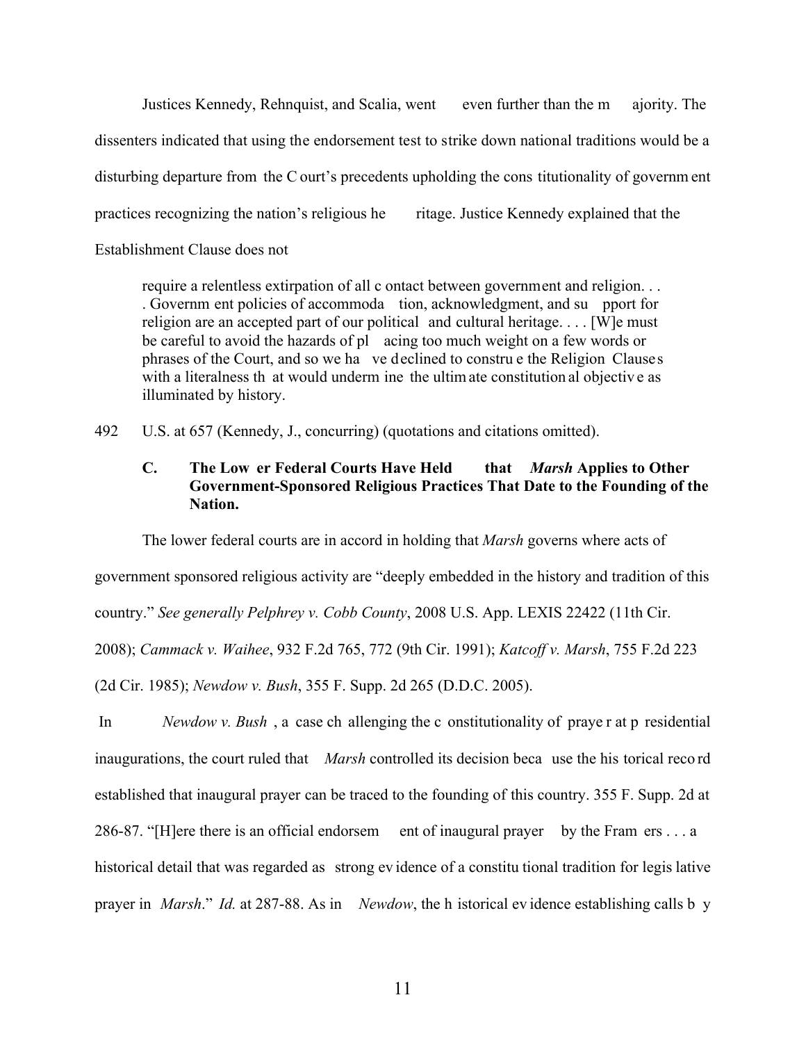Justices Kennedy, Rehnquist, and Scalia, went even further than the majority. The dissenters indicated that using the endorsement test to strike down national traditions would be a disturbing departure from the Court's precedents upholding the constitutionality of government practices recognizing the nation's religious heritage. Justice Kennedy explained that the Establishment Clause does not

> require a relentless extirpation of all contact between government and religion. . . . Government policies of accommodation, acknowledgment, and support for religion are an accepted part of our political and cultural heritage. . . . [W]e must be careful to avoid the hazards of placing too much weight on a few words or phrases of the Court, and so we have declined to construe the Religion Clauses with a literalness that would undermine the ultimate constitutional objective as illuminated by history.

492 U.S. at 657 (Kennedy, J., concurring) (quotations and citations omitted).

### C. The Lower Federal Courts Have Held that *Marsh* Applies to Other Government-Sponsored Religious Practices That Date to the Founding of the Nation.

The lower federal courts are in accord in holding that *Marsh* governs where acts of government sponsored religious activity are "deeply embedded in the history and tradition of this country." *See generally Pelphrey v. Cobb County*, 2008 U.S. App. LEXIS 22422 (11th Cir. 2008); *Cammack v. Waihee*, 932 F.2d 765, 772 (9th Cir. 1991); *Katcoff v. Marsh*, 755 F.2d 223 (2d Cir. 1985); *Newdow v. Bush*, 355 F. Supp. 2d 265 (D.D.C. 2005).

In *Newdow v. Bush*, a case challenging the constitutionality of prayer at presidential inaugurations, the court ruled that *Marsh* controlled its decision because the historical record established that inaugural prayer can be traced to the founding of this country. 355 F. Supp. 2d at 286-87. "[H]ere there is an official endorsement of inaugural prayer by the Framers . . . a historical detail that was regarded as strong evidence of a constitutional tradition for legislative prayer in *Marsh*." *Id.* at 287-88. As in *Newdow*, the historical evidence establishing calls by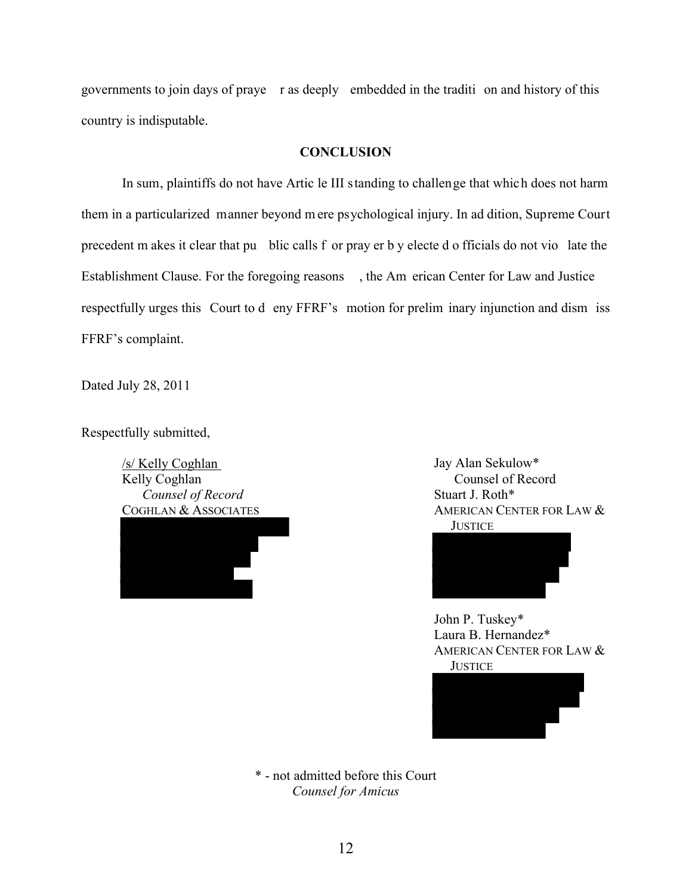governments to join days of prayer as deeply embedded in the tradition and history of this country is indisputable.

## CONCLUSION

In sum, plaintiffs do not have Article III standing to challenge that which does not harm them in a particularized manner beyond mere psychological injury. In addition, Supreme Court precedent makes it clear that public calls for prayer by elected officials do not violate the Establishment Clause. For the foregoing reasons, the American Center for Law and Justice respectfully urges this Court to deny FFRF's motion for preliminary injunction and dismiss FFRF's complaint.

Dated July 28, 2011

Respectfully submitted,

/s/ Kelly Coghlan
Kelly Coghlan
*Counsel of Record*
COGHLAN & ASSOCIATES

Jay Alan Sekulow*
Counsel of Record
Stuart J. Roth*
AMERICAN CENTER FOR LAW & JUSTICE

John P. Tuskey*
Laura B. Hernandez*
AMERICAN CENTER FOR LAW & JUSTICE

\* - not admitted before this Court
*Counsel for Amicus*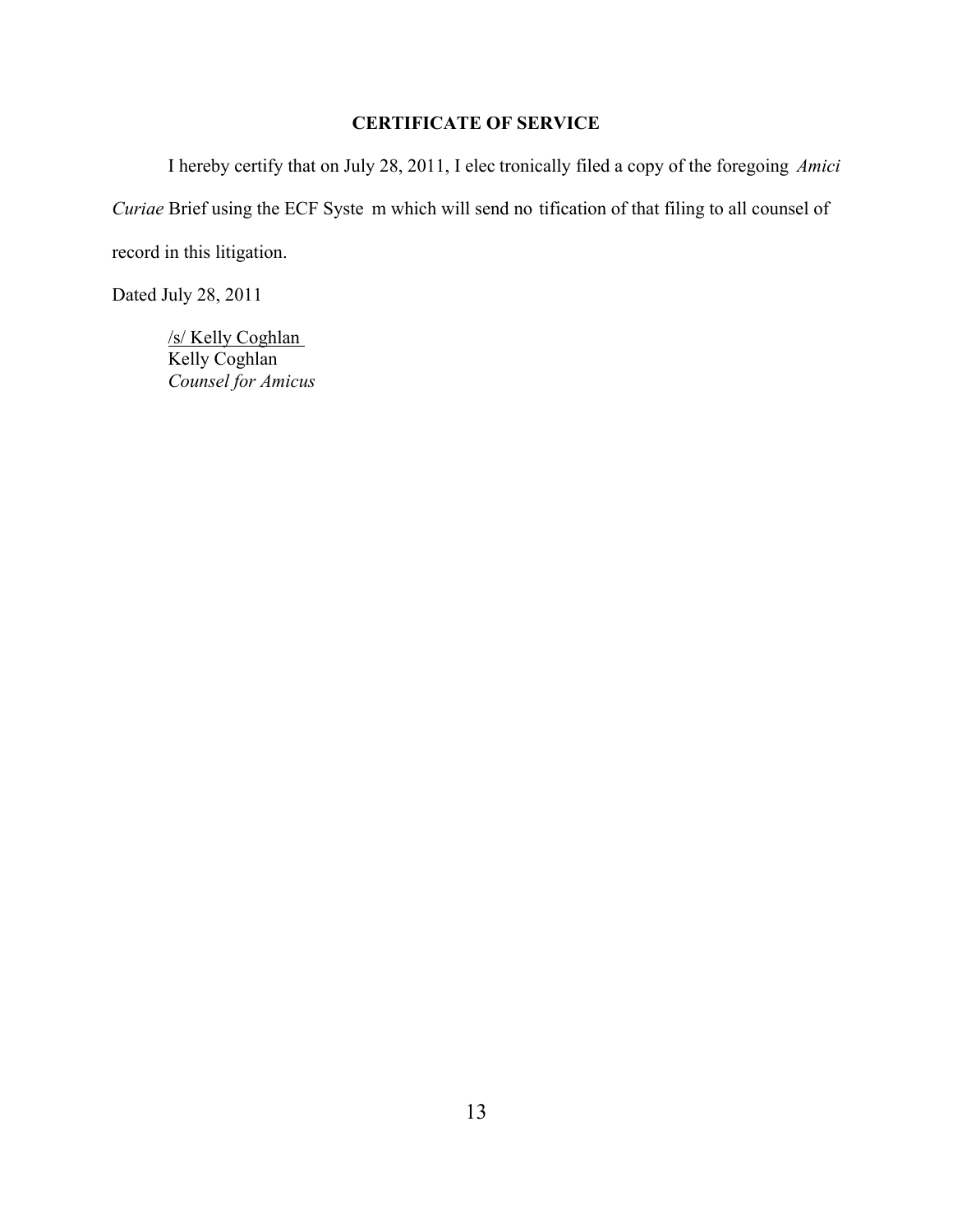## CERTIFICATE OF SERVICE

I hereby certify that on July 28, 2011, I electronically filed a copy of the foregoing *Amici Curiae* Brief using the ECF System which will send notification of that filing to all counsel of record in this litigation.

Dated July 28, 2011

/s/ Kelly Coghlan
Kelly Coghlan
*Counsel for Amicus*